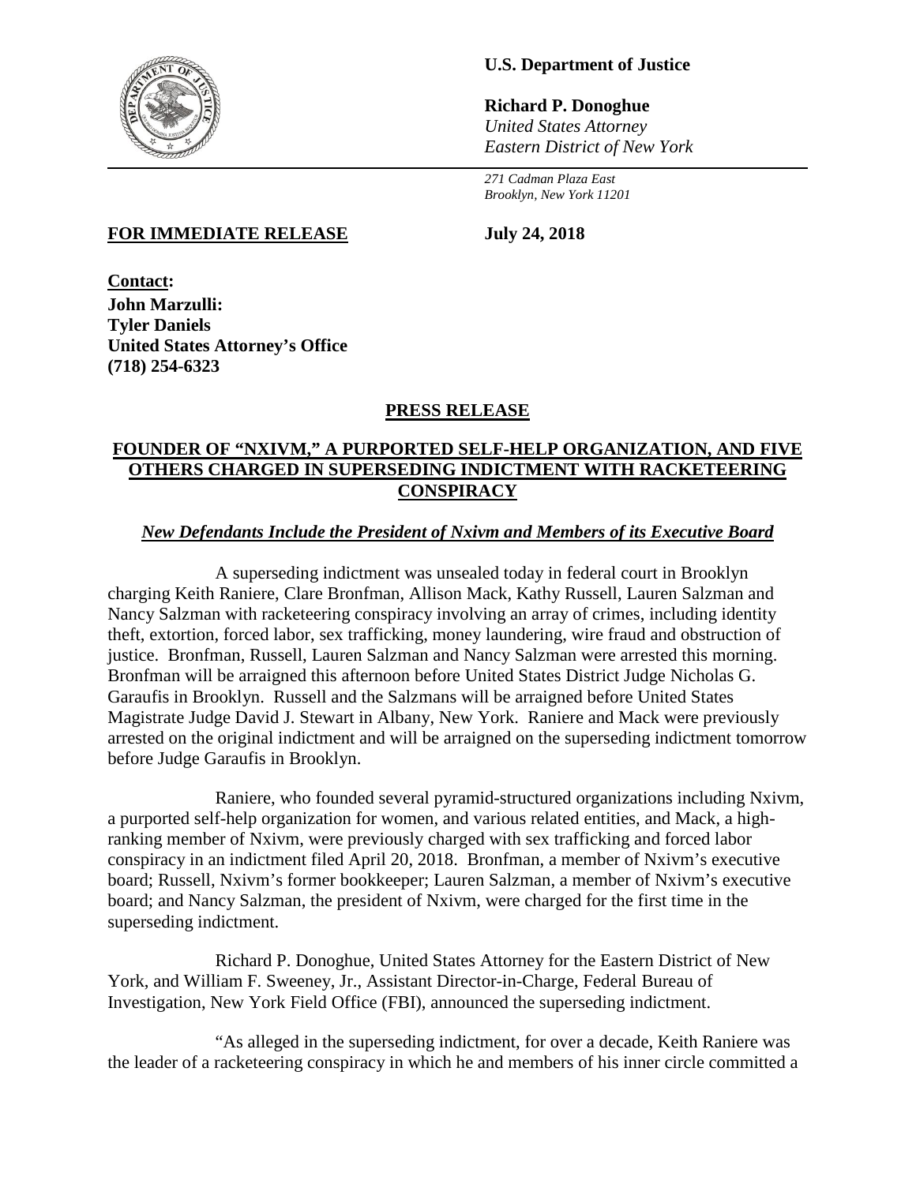**U.S. Department of Justice**

**Richard P. Donoghue**
*United States Attorney*
*Eastern District of New York*

*271 Cadman Plaza East*
*Brooklyn, New York 11201*

**FOR IMMEDIATE RELEASE** **July 24, 2018**

**Contact:**
**John Marzulli:**
**Tyler Daniels**
**United States Attorney's Office**
**(718) 254-6323**

# PRESS RELEASE

## FOUNDER OF "NXIVM," A PURPORTED SELF-HELP ORGANIZATION, AND FIVE OTHERS CHARGED IN SUPERSEDING INDICTMENT WITH RACKETEERING CONSPIRACY

***New Defendants Include the President of Nxivm and Members of its Executive Board***

A superseding indictment was unsealed today in federal court in Brooklyn charging Keith Raniere, Clare Bronfman, Allison Mack, Kathy Russell, Lauren Salzman and Nancy Salzman with racketeering conspiracy involving an array of crimes, including identity theft, extortion, forced labor, sex trafficking, money laundering, wire fraud and obstruction of justice. Bronfman, Russell, Lauren Salzman and Nancy Salzman were arrested this morning. Bronfman will be arraigned this afternoon before United States District Judge Nicholas G. Garaufis in Brooklyn. Russell and the Salzmans will be arraigned before United States Magistrate Judge David J. Stewart in Albany, New York. Raniere and Mack were previously arrested on the original indictment and will be arraigned on the superseding indictment tomorrow before Judge Garaufis in Brooklyn.

Raniere, who founded several pyramid-structured organizations including Nxivm, a purported self-help organization for women, and various related entities, and Mack, a high-ranking member of Nxivm, were previously charged with sex trafficking and forced labor conspiracy in an indictment filed April 20, 2018. Bronfman, a member of Nxivm's executive board; Russell, Nxivm's former bookkeeper; Lauren Salzman, a member of Nxivm's executive board; and Nancy Salzman, the president of Nxivm, were charged for the first time in the superseding indictment.

Richard P. Donoghue, United States Attorney for the Eastern District of New York, and William F. Sweeney, Jr., Assistant Director-in-Charge, Federal Bureau of Investigation, New York Field Office (FBI), announced the superseding indictment.

"As alleged in the superseding indictment, for over a decade, Keith Raniere was the leader of a racketeering conspiracy in which he and members of his inner circle committed a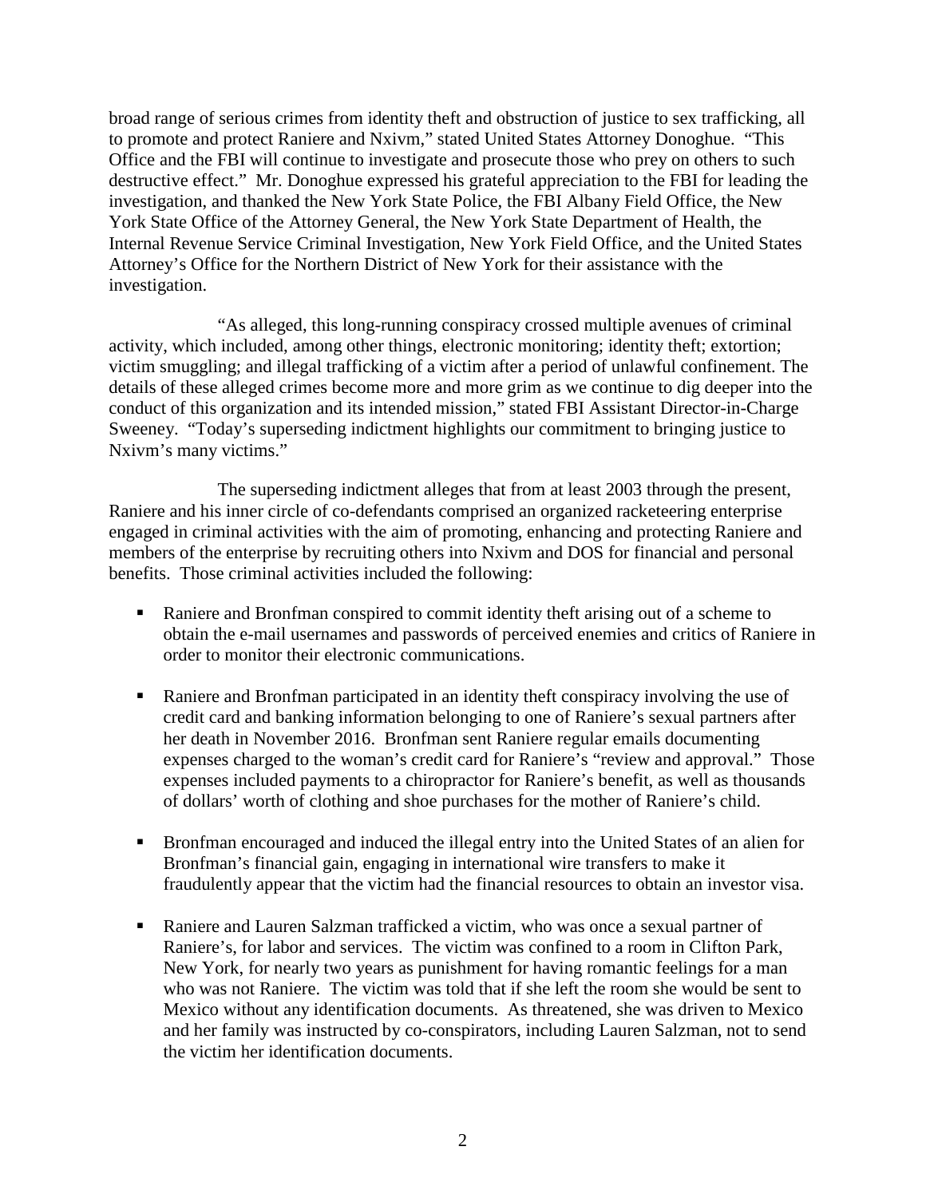broad range of serious crimes from identity theft and obstruction of justice to sex trafficking, all to promote and protect Raniere and Nxivm," stated United States Attorney Donoghue. "This Office and the FBI will continue to investigate and prosecute those who prey on others to such destructive effect." Mr. Donoghue expressed his grateful appreciation to the FBI for leading the investigation, and thanked the New York State Police, the FBI Albany Field Office, the New York State Office of the Attorney General, the New York State Department of Health, the Internal Revenue Service Criminal Investigation, New York Field Office, and the United States Attorney's Office for the Northern District of New York for their assistance with the investigation.

"As alleged, this long-running conspiracy crossed multiple avenues of criminal activity, which included, among other things, electronic monitoring; identity theft; extortion; victim smuggling; and illegal trafficking of a victim after a period of unlawful confinement. The details of these alleged crimes become more and more grim as we continue to dig deeper into the conduct of this organization and its intended mission," stated FBI Assistant Director-in-Charge Sweeney. "Today's superseding indictment highlights our commitment to bringing justice to Nxivm's many victims."

The superseding indictment alleges that from at least 2003 through the present, Raniere and his inner circle of co-defendants comprised an organized racketeering enterprise engaged in criminal activities with the aim of promoting, enhancing and protecting Raniere and members of the enterprise by recruiting others into Nxivm and DOS for financial and personal benefits. Those criminal activities included the following:

- Raniere and Bronfman conspired to commit identity theft arising out of a scheme to obtain the e-mail usernames and passwords of perceived enemies and critics of Raniere in order to monitor their electronic communications.
- Raniere and Bronfman participated in an identity theft conspiracy involving the use of credit card and banking information belonging to one of Raniere's sexual partners after her death in November 2016. Bronfman sent Raniere regular emails documenting expenses charged to the woman's credit card for Raniere's "review and approval." Those expenses included payments to a chiropractor for Raniere's benefit, as well as thousands of dollars' worth of clothing and shoe purchases for the mother of Raniere's child.
- Bronfman encouraged and induced the illegal entry into the United States of an alien for Bronfman's financial gain, engaging in international wire transfers to make it fraudulently appear that the victim had the financial resources to obtain an investor visa.
- Raniere and Lauren Salzman trafficked a victim, who was once a sexual partner of Raniere's, for labor and services. The victim was confined to a room in Clifton Park, New York, for nearly two years as punishment for having romantic feelings for a man who was not Raniere. The victim was told that if she left the room she would be sent to Mexico without any identification documents. As threatened, she was driven to Mexico and her family was instructed by co-conspirators, including Lauren Salzman, not to send the victim her identification documents.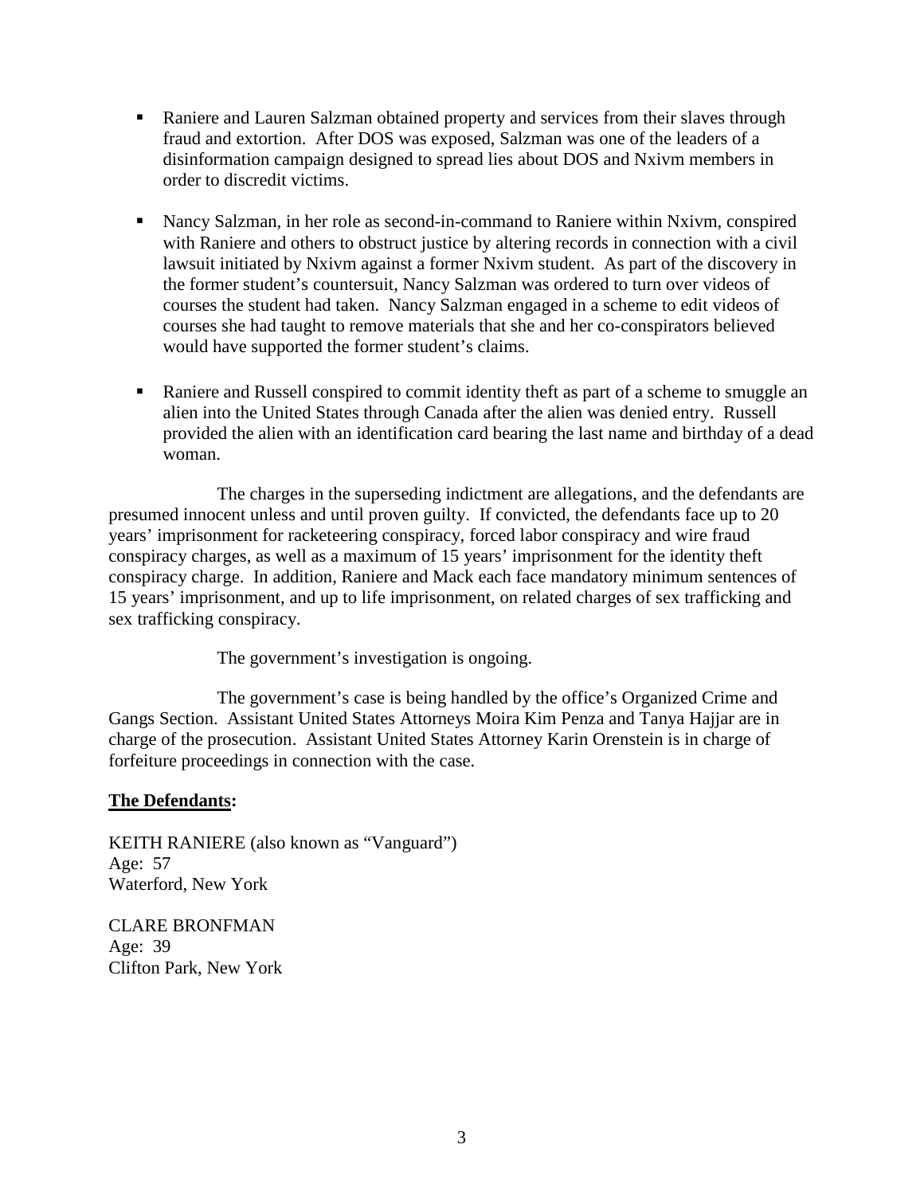- Raniere and Lauren Salzman obtained property and services from their slaves through fraud and extortion. After DOS was exposed, Salzman was one of the leaders of a disinformation campaign designed to spread lies about DOS and Nxivm members in order to discredit victims.

- Nancy Salzman, in her role as second-in-command to Raniere within Nxivm, conspired with Raniere and others to obstruct justice by altering records in connection with a civil lawsuit initiated by Nxivm against a former Nxivm student. As part of the discovery in the former student's countersuit, Nancy Salzman was ordered to turn over videos of courses the student had taken. Nancy Salzman engaged in a scheme to edit videos of courses she had taught to remove materials that she and her co-conspirators believed would have supported the former student's claims.

- Raniere and Russell conspired to commit identity theft as part of a scheme to smuggle an alien into the United States through Canada after the alien was denied entry. Russell provided the alien with an identification card bearing the last name and birthday of a dead woman.

The charges in the superseding indictment are allegations, and the defendants are presumed innocent unless and until proven guilty. If convicted, the defendants face up to 20 years' imprisonment for racketeering conspiracy, forced labor conspiracy and wire fraud conspiracy charges, as well as a maximum of 15 years' imprisonment for the identity theft conspiracy charge. In addition, Raniere and Mack each face mandatory minimum sentences of 15 years' imprisonment, and up to life imprisonment, on related charges of sex trafficking and sex trafficking conspiracy.

The government's investigation is ongoing.

The government's case is being handled by the office's Organized Crime and Gangs Section. Assistant United States Attorneys Moira Kim Penza and Tanya Hajjar are in charge of the prosecution. Assistant United States Attorney Karin Orenstein is in charge of forfeiture proceedings in connection with the case.

**The Defendants:**

KEITH RANIERE (also known as "Vanguard")
Age: 57
Waterford, New York

CLARE BRONFMAN
Age: 39
Clifton Park, New York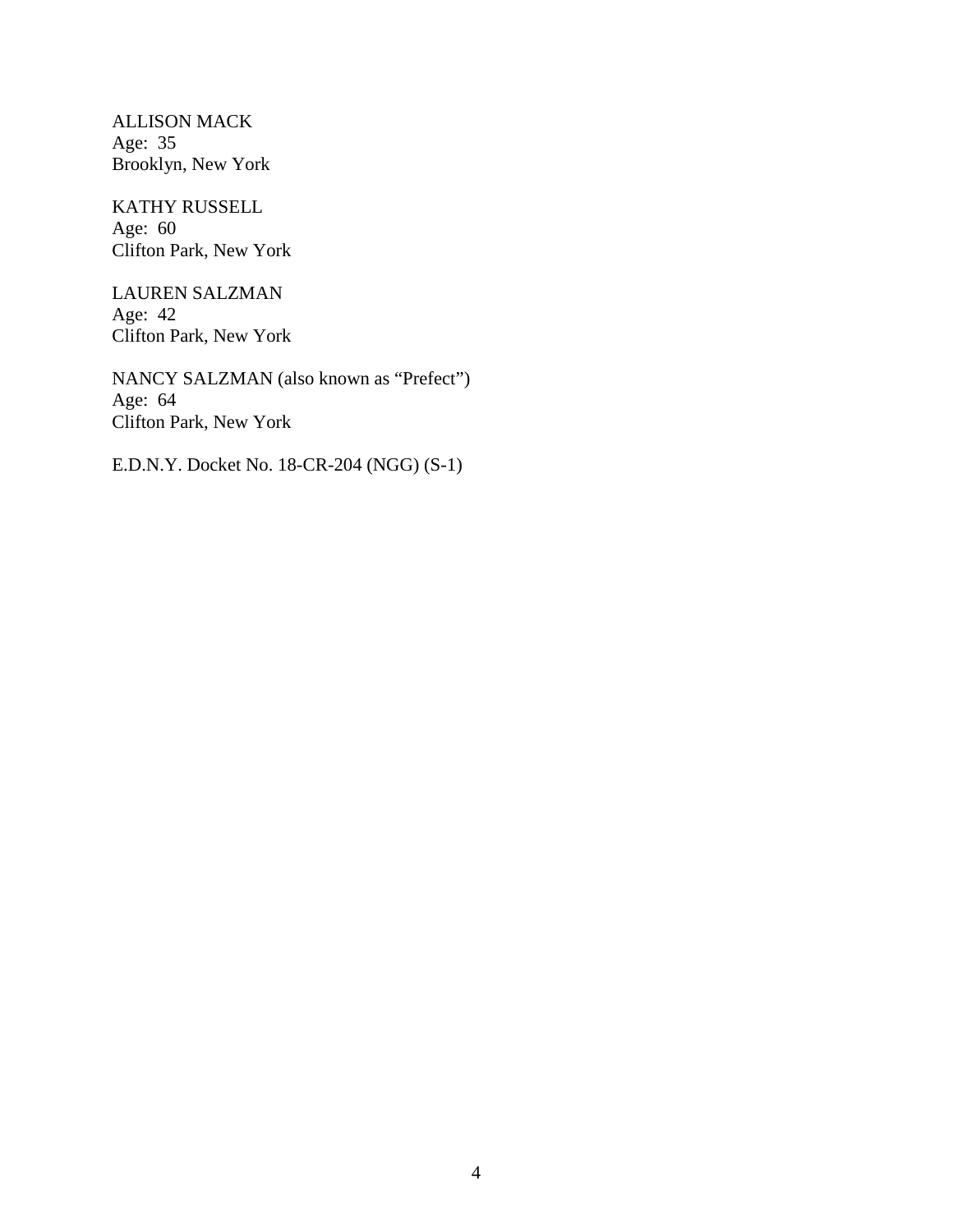ALLISON MACK
Age: 35
Brooklyn, New York

KATHY RUSSELL
Age: 60
Clifton Park, New York

LAUREN SALZMAN
Age: 42
Clifton Park, New York

NANCY SALZMAN (also known as "Prefect")
Age: 64
Clifton Park, New York

E.D.N.Y. Docket No. 18-CR-204 (NGG) (S-1)